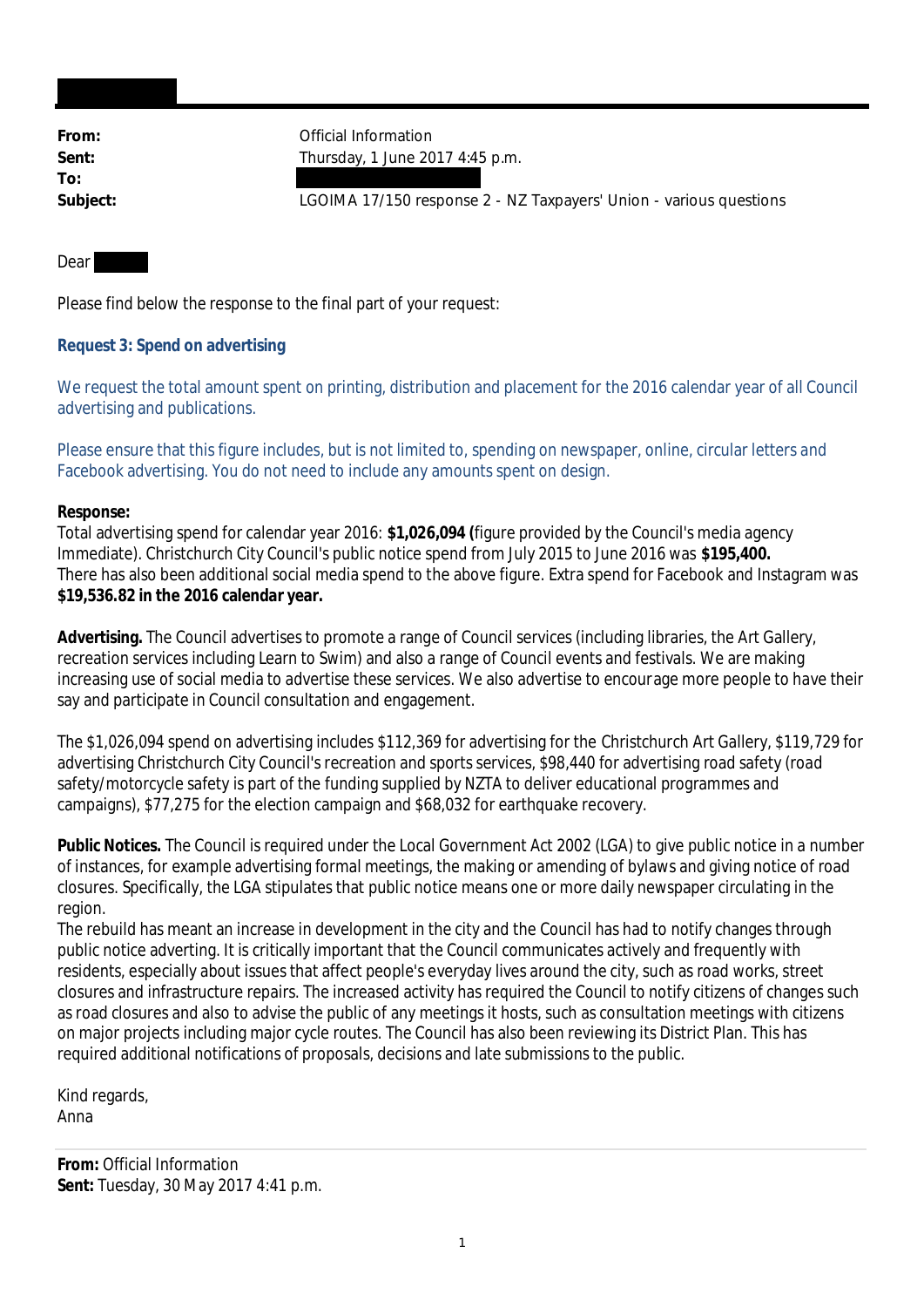| | |
|---|---|
| **From:** | Official Information |
| **Sent:** | Thursday, 1 June 2017 4:45 p.m. |
| **To:** | |
| **Subject:** | LGOIMA 17/150 response 2 - NZ Taxpayers' Union - various questions |

Dear

Please find below the response to the final part of your request:

**Request 3: Spend on advertising**

We request the total amount spent on printing, distribution and placement for the 2016 calendar year of all Council advertising and publications.

Please ensure that this figure includes, but is not limited to, spending on newspaper, online, circular letters and Facebook advertising. You do not need to include any amounts spent on design.

**Response:**
Total advertising spend for calendar year 2016: **$1,026,094 (**figure provided by the Council's media agency Immediate). Christchurch City Council's public notice spend from July 2015 to June 2016 was **$195,400.**
There has also been additional social media spend to the above figure. Extra spend for Facebook and Instagram was **$19,536.82 in the 2016 calendar year.**

**Advertising.** The Council advertises to promote a range of Council services (including libraries, the Art Gallery, recreation services including Learn to Swim) and also a range of Council events and festivals. We are making increasing use of social media to advertise these services. We also advertise to encourage more people to have their say and participate in Council consultation and engagement.

The $1,026,094 spend on advertising includes $112,369 for advertising for the Christchurch Art Gallery, $119,729 for advertising Christchurch City Council's recreation and sports services, $98,440 for advertising road safety (road safety/motorcycle safety is part of the funding supplied by NZTA to deliver educational programmes and campaigns), $77,275 for the election campaign and $68,032 for earthquake recovery.

**Public Notices.** The Council is required under the Local Government Act 2002 (LGA) to give public notice in a number of instances, for example advertising formal meetings, the making or amending of bylaws and giving notice of road closures. Specifically, the LGA stipulates that public notice means one or more daily newspaper circulating in the region.
The rebuild has meant an increase in development in the city and the Council has had to notify changes through public notice adverting. It is critically important that the Council communicates actively and frequently with residents, especially about issues that affect people's everyday lives around the city, such as road works, street closures and infrastructure repairs. The increased activity has required the Council to notify citizens of changes such as road closures and also to advise the public of any meetings it hosts, such as consultation meetings with citizens on major projects including major cycle routes. The Council has also been reviewing its District Plan. This has required additional notifications of proposals, decisions and late submissions to the public.

Kind regards,
Anna

---

**From:** Official Information
**Sent:** Tuesday, 30 May 2017 4:41 p.m.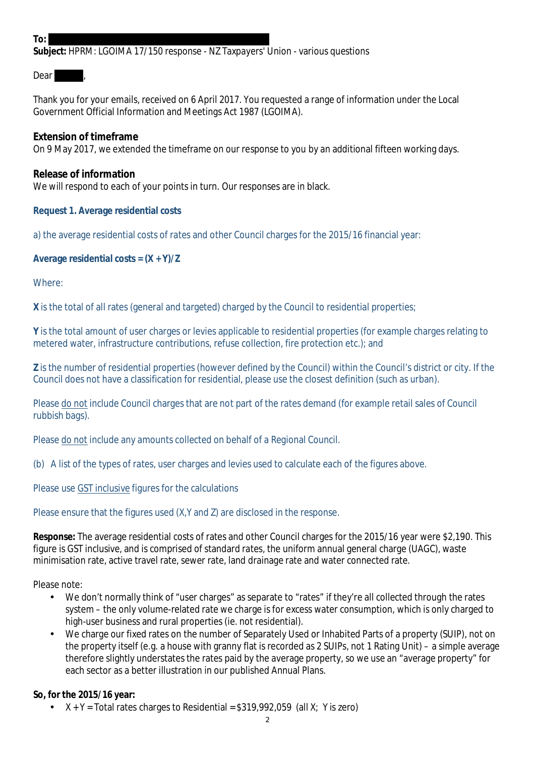**To:** 
**Subject:** HPRM: LGOIMA 17/150 response - NZ Taxpayers' Union - various questions

Dear ,

Thank you for your emails, received on 6 April 2017. You requested a range of information under the Local Government Official Information and Meetings Act 1987 (LGOIMA).

**Extension of timeframe**
On 9 May 2017, we extended the timeframe on our response to you by an additional fifteen working days.

**Release of information**
We will respond to each of your points in turn. Our responses are in black.

**Request 1. Average residential costs**

a) the average residential costs of rates and other Council charges for the 2015/16 financial year:

**Average residential costs = (X + Y)/Z**

Where:

**X** is the total of all rates (general and targeted) charged by the Council to residential properties;

**Y** is the total amount of user charges or levies applicable to residential properties (for example charges relating to metered water, infrastructure contributions, refuse collection, fire protection etc.); and

**Z** is the number of residential properties (however defined by the Council) within the Council's district or city. If the Council does not have a classification for residential, please use the closest definition (such as urban).

Please <u>do not</u> include Council charges that are not part of the rates demand (for example retail sales of Council rubbish bags).

Please <u>do not</u> include any amounts collected on behalf of a Regional Council.

(b) A list of the types of rates, user charges and levies used to calculate each of the figures above.

Please use <u>GST inclusive</u> figures for the calculations

Please ensure that the figures used (X,Y and Z) are disclosed in the response.

**Response:** The average residential costs of rates and other Council charges for the 2015/16 year were $2,190. This figure is GST inclusive, and is comprised of standard rates, the uniform annual general charge (UAGC), waste minimisation rate, active travel rate, sewer rate, land drainage rate and water connected rate.

Please note:

- We don't normally think of "user charges" as separate to "rates" if they're all collected through the rates system – the only volume-related rate we charge is for excess water consumption, which is only charged to high-user business and rural properties (ie. not residential).
- We charge our fixed rates on the number of Separately Used or Inhabited Parts of a property (SUIP), not on the property itself (e.g. a house with granny flat is recorded as 2 SUIPs, not 1 Rating Unit) – a simple average therefore slightly understates the rates paid by the average property, so we use an "average property" for each sector as a better illustration in our published Annual Plans.

**So, for the 2015/16 year:**

- X + Y = Total rates charges to Residential = $319,992,059 (all X; Y is zero)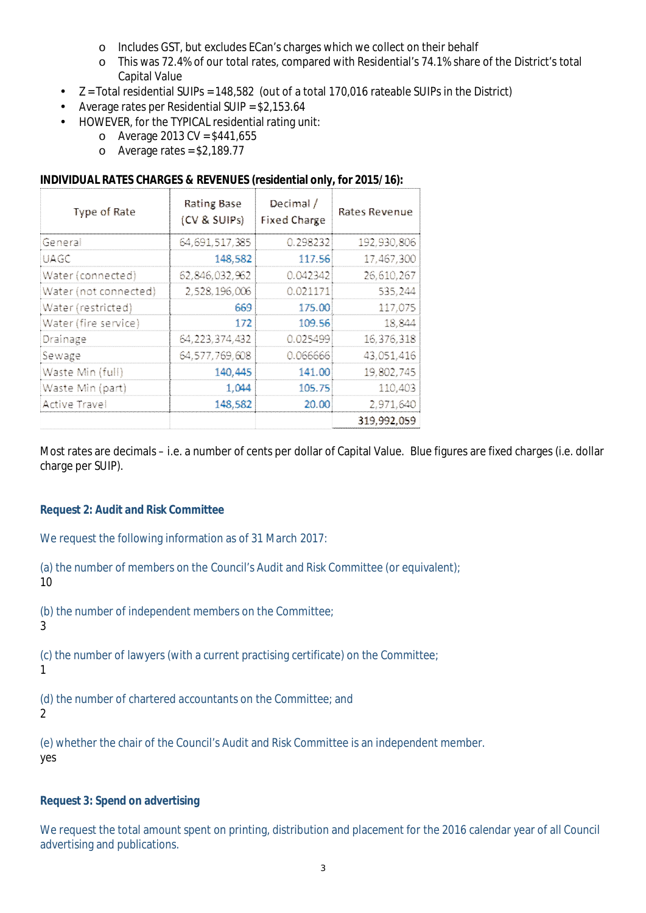- Includes GST, but excludes ECan's charges which we collect on their behalf
  - This was 72.4% of our total rates, compared with Residential's 74.1% share of the District's total Capital Value
- Z = Total residential SUIPs = 148,582 (out of a total 170,016 rateable SUIPs in the District)
- Average rates per Residential SUIP = $2,153.64
- HOWEVER, for the TYPICAL residential rating unit:
  - Average 2013 CV = $441,655
  - Average rates = $2,189.77

**INDIVIDUAL RATES CHARGES & REVENUES (residential only, for 2015/16):**

| Type of Rate | Rating Base (CV & SUIPs) | Decimal / Fixed Charge | Rates Revenue |
|---|---|---|---|
| General | 64,691,517,385 | 0.298232 | 192,930,806 |
| UAGC | 148,582 | 117.56 | 17,467,300 |
| Water (connected) | 62,846,032,962 | 0.042342 | 26,610,267 |
| Water (not connected) | 2,528,196,006 | 0.021171 | 535,244 |
| Water (restricted) | 669 | 175.00 | 117,075 |
| Water (fire service) | 172 | 109.56 | 18,844 |
| Drainage | 64,223,374,432 | 0.025499 | 16,376,318 |
| Sewage | 64,577,769,608 | 0.066666 | 43,051,416 |
| Waste Min (full) | 140,445 | 141.00 | 19,802,745 |
| Waste Min (part) | 1,044 | 105.75 | 110,403 |
| Active Travel | 148,582 | 20.00 | 2,971,640 |
| | | | 319,992,059 |

Most rates are decimals – i.e. a number of cents per dollar of Capital Value. Blue figures are fixed charges (i.e. dollar charge per SUIP).

### Request 2: Audit and Risk Committee

We request the following information as of 31 March 2017:

(a) the number of members on the Council's Audit and Risk Committee (or equivalent);
10

(b) the number of independent members on the Committee;
3

(c) the number of lawyers (with a current practising certificate) on the Committee;
1

(d) the number of chartered accountants on the Committee; and
2

(e) whether the chair of the Council's Audit and Risk Committee is an independent member.
yes

### Request 3: Spend on advertising

We request the total amount spent on printing, distribution and placement for the 2016 calendar year of all Council advertising and publications.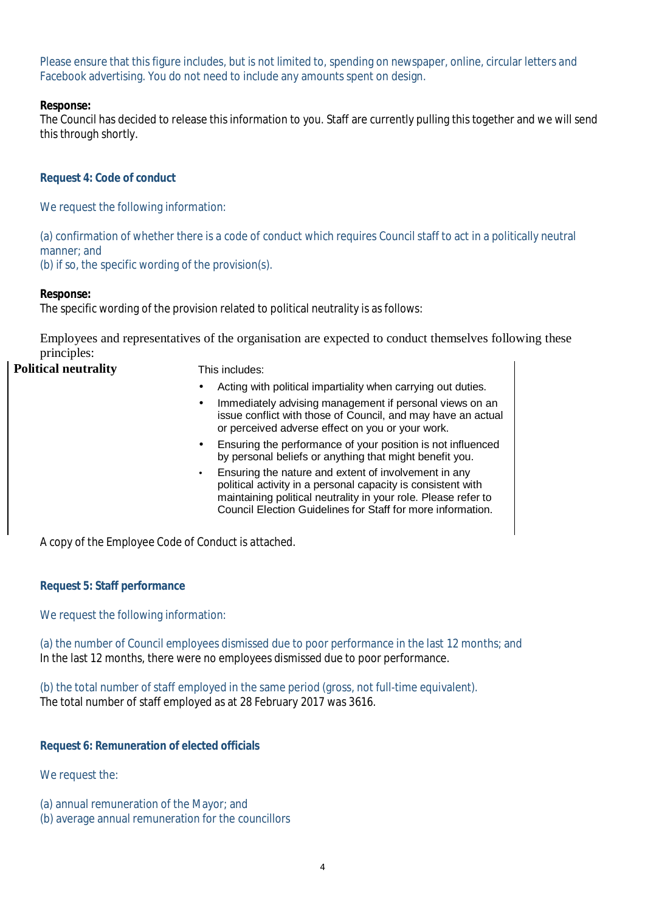Please ensure that this figure includes, but is not limited to, spending on newspaper, online, circular letters and Facebook advertising. You do not need to include any amounts spent on design.

**Response:**
The Council has decided to release this information to you. Staff are currently pulling this together and we will send this through shortly.

### Request 4: Code of conduct

We request the following information:

(a) confirmation of whether there is a code of conduct which requires Council staff to act in a politically neutral manner; and
(b) if so, the specific wording of the provision(s).

**Response:**
The specific wording of the provision related to political neutrality is as follows:

Employees and representatives of the organisation are expected to conduct themselves following these principles:

| **Political neutrality** | This includes:<br>• Acting with political impartiality when carrying out duties.<br>• Immediately advising management if personal views on an issue conflict with those of Council, and may have an actual or perceived adverse effect on you or your work.<br>• Ensuring the performance of your position is not influenced by personal beliefs or anything that might benefit you.<br>• Ensuring the nature and extent of involvement in any political activity in a personal capacity is consistent with maintaining political neutrality in your role. Please refer to Council Election Guidelines for Staff for more information. |
|---|---|

A copy of the Employee Code of Conduct is attached.

### Request 5: Staff performance

We request the following information:

(a) the number of Council employees dismissed due to poor performance in the last 12 months; and
In the last 12 months, there were no employees dismissed due to poor performance.

(b) the total number of staff employed in the same period (gross, not full-time equivalent).
The total number of staff employed as at 28 February 2017 was 3616.

### Request 6: Remuneration of elected officials

We request the:

(a) annual remuneration of the Mayor; and
(b) average annual remuneration for the councillors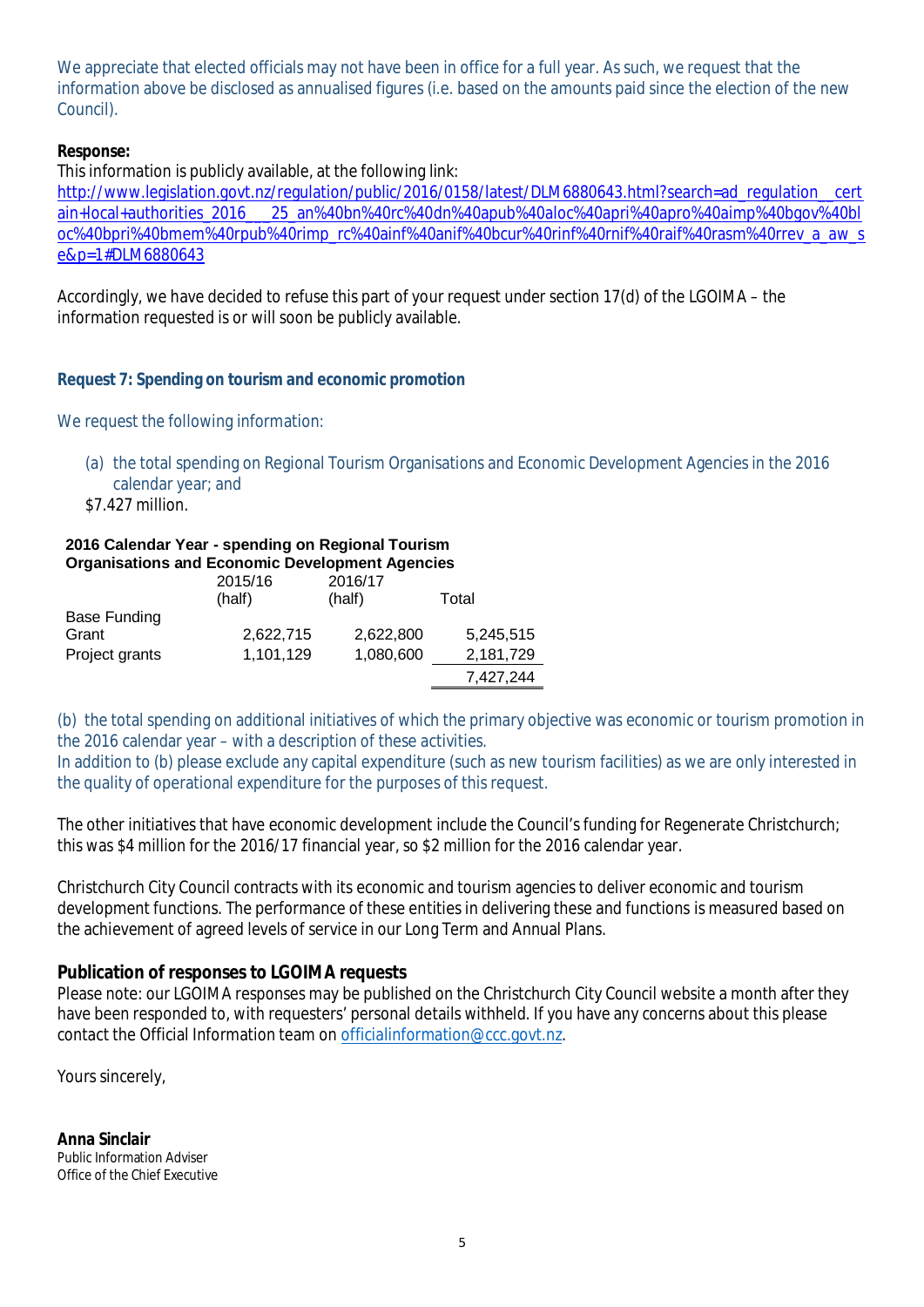We appreciate that elected officials may not have been in office for a full year. As such, we request that the information above be disclosed as annualised figures (i.e. based on the amounts paid since the election of the new Council).

**Response:**
This information is publicly available, at the following link:
[http://www.legislation.govt.nz/regulation/public/2016/0158/latest/DLM6880643.html?search=ad_regulation__certain+local+authorities_2016___25_an%40bn%40rc%40dn%40apub%40aloc%40apri%40apro%40aimp%40bgov%40bloc%40bpri%40bmem%40rpub%40rimp_rc%40ainf%40anif%40bcur%40rinf%40rnif%40raif%40rasm%40rrev_a_aw_se&p=1#DLM6880643](http://www.legislation.govt.nz/regulation/public/2016/0158/latest/DLM6880643.html?search=ad_regulation__certain+local+authorities_2016___25_an%40bn%40rc%40dn%40apub%40aloc%40apri%40apro%40aimp%40bgov%40bloc%40bpri%40bmem%40rpub%40rimp_rc%40ainf%40anif%40bcur%40rinf%40rnif%40raif%40rasm%40rrev_a_aw_se&p=1#DLM6880643)

Accordingly, we have decided to refuse this part of your request under section 17(d) of the LGOIMA – the information requested is or will soon be publicly available.

### Request 7: Spending on tourism and economic promotion

We request the following information:

(a) the total spending on Regional Tourism Organisations and Economic Development Agencies in the 2016 calendar year; and

$7.427 million.

**2016 Calendar Year - spending on Regional Tourism Organisations and Economic Development Agencies**

| | 2015/16 (half) | 2016/17 (half) | Total |
|---|---|---|---|
| Base Funding Grant | 2,622,715 | 2,622,800 | 5,245,515 |
| Project grants | 1,101,129 | 1,080,600 | 2,181,729 |
| | | | 7,427,244 |

(b) the total spending on additional initiatives of which the primary objective was economic or tourism promotion in the 2016 calendar year – with a description of these activities.
In addition to (b) please exclude any capital expenditure (such as new tourism facilities) as we are only interested in the quality of operational expenditure for the purposes of this request.

The other initiatives that have economic development include the Council's funding for Regenerate Christchurch; this was $4 million for the 2016/17 financial year, so $2 million for the 2016 calendar year.

Christchurch City Council contracts with its economic and tourism agencies to deliver economic and tourism development functions. The performance of these entities in delivering these and functions is measured based on the achievement of agreed levels of service in our Long Term and Annual Plans.

### Publication of responses to LGOIMA requests

Please note: our LGOIMA responses may be published on the Christchurch City Council website a month after they have been responded to, with requesters' personal details withheld. If you have any concerns about this please contact the Official Information team on [officialinformation@ccc.govt.nz](mailto:officialinformation@ccc.govt.nz).

Yours sincerely,

**Anna Sinclair**
Public Information Adviser
Office of the Chief Executive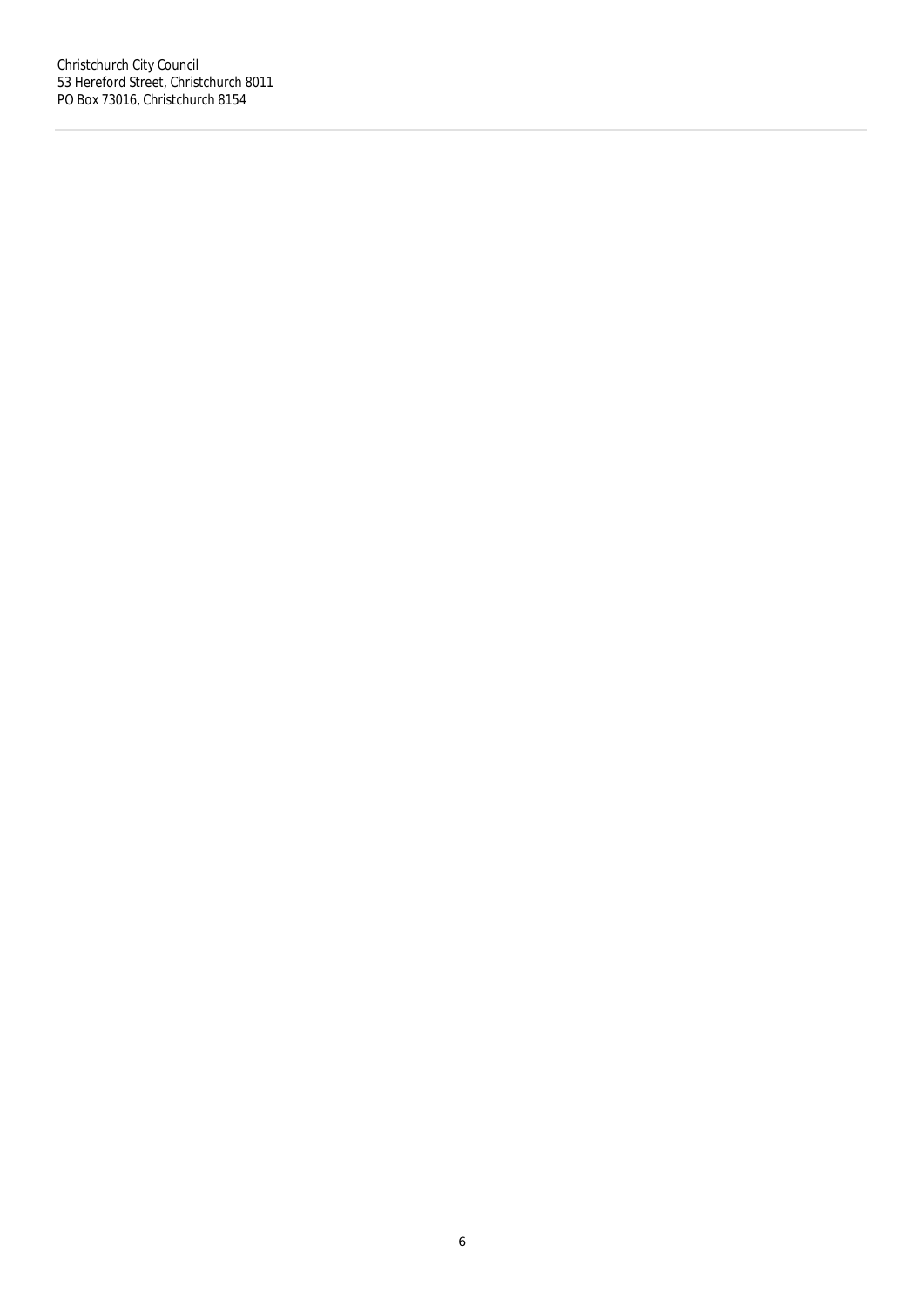Christchurch City Council
53 Hereford Street, Christchurch 8011
PO Box 73016, Christchurch 8154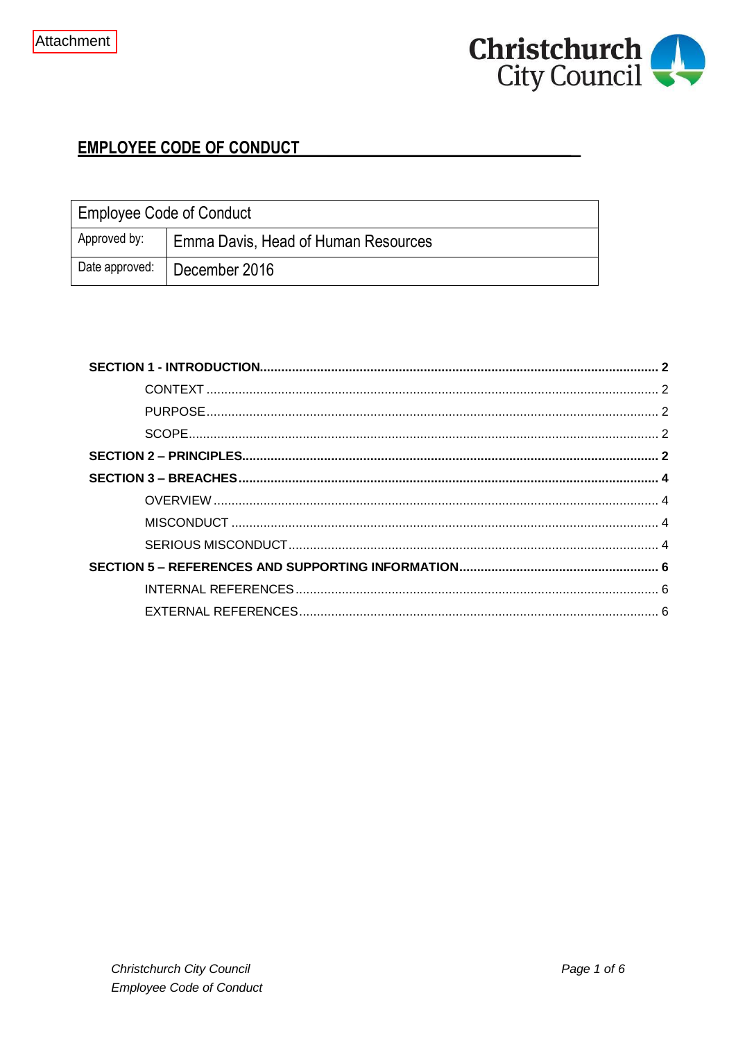Attachment

# EMPLOYEE CODE OF CONDUCT

| Employee Code of Conduct | |
|---|---|
| Approved by: | Emma Davis, Head of Human Resources |
| Date approved: | December 2016 |

**SECTION 1 - INTRODUCTION** .......... **2**

- CONTEXT .......... 2
- PURPOSE .......... 2
- SCOPE .......... 2

**SECTION 2 – PRINCIPLES** .......... **2**

**SECTION 3 – BREACHES** .......... **4**

- OVERVIEW .......... 4
- MISCONDUCT .......... 4
- SERIOUS MISCONDUCT .......... 4

**SECTION 5 – REFERENCES AND SUPPORTING INFORMATION** .......... **6**

- INTERNAL REFERENCES .......... 6
- EXTERNAL REFERENCES .......... 6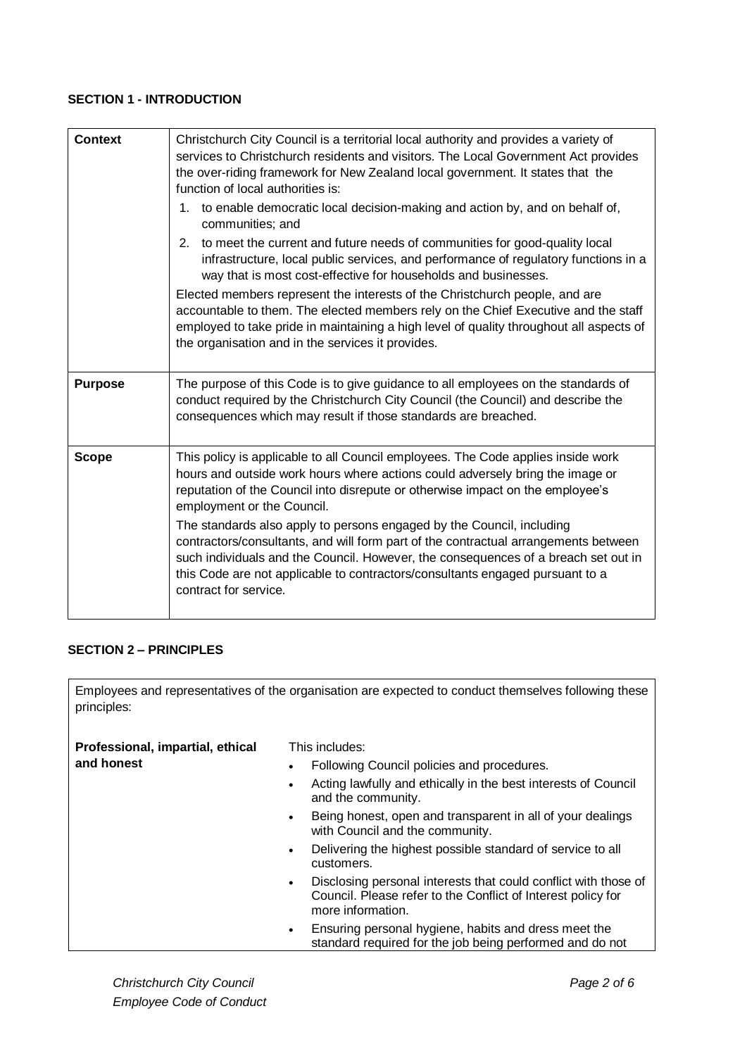## SECTION 1 - INTRODUCTION

| | |
|---|---|
| **Context** | Christchurch City Council is a territorial local authority and provides a variety of services to Christchurch residents and visitors. The Local Government Act provides the over-riding framework for New Zealand local government. It states that the function of local authorities is:<br>1. to enable democratic local decision-making and action by, and on behalf of, communities; and<br>2. to meet the current and future needs of communities for good-quality local infrastructure, local public services, and performance of regulatory functions in a way that is most cost-effective for households and businesses.<br>Elected members represent the interests of the Christchurch people, and are accountable to them. The elected members rely on the Chief Executive and the staff employed to take pride in maintaining a high level of quality throughout all aspects of the organisation and in the services it provides. |
| **Purpose** | The purpose of this Code is to give guidance to all employees on the standards of conduct required by the Christchurch City Council (the Council) and describe the consequences which may result if those standards are breached. |
| **Scope** | This policy is applicable to all Council employees. The Code applies inside work hours and outside work hours where actions could adversely bring the image or reputation of the Council into disrepute or otherwise impact on the employee's employment or the Council.<br>The standards also apply to persons engaged by the Council, including contractors/consultants, and will form part of the contractual arrangements between such individuals and the Council. However, the consequences of a breach set out in this Code are not applicable to contractors/consultants engaged pursuant to a contract for service. |

## SECTION 2 – PRINCIPLES

Employees and representatives of the organisation are expected to conduct themselves following these principles:

| | |
|---|---|
| **Professional, impartial, ethical and honest** | This includes:<br>• Following Council policies and procedures.<br>• Acting lawfully and ethically in the best interests of Council and the community.<br>• Being honest, open and transparent in all of your dealings with Council and the community.<br>• Delivering the highest possible standard of service to all customers.<br>• Disclosing personal interests that could conflict with those of Council. Please refer to the Conflict of Interest policy for more information.<br>• Ensuring personal hygiene, habits and dress meet the standard required for the job being performed and do not |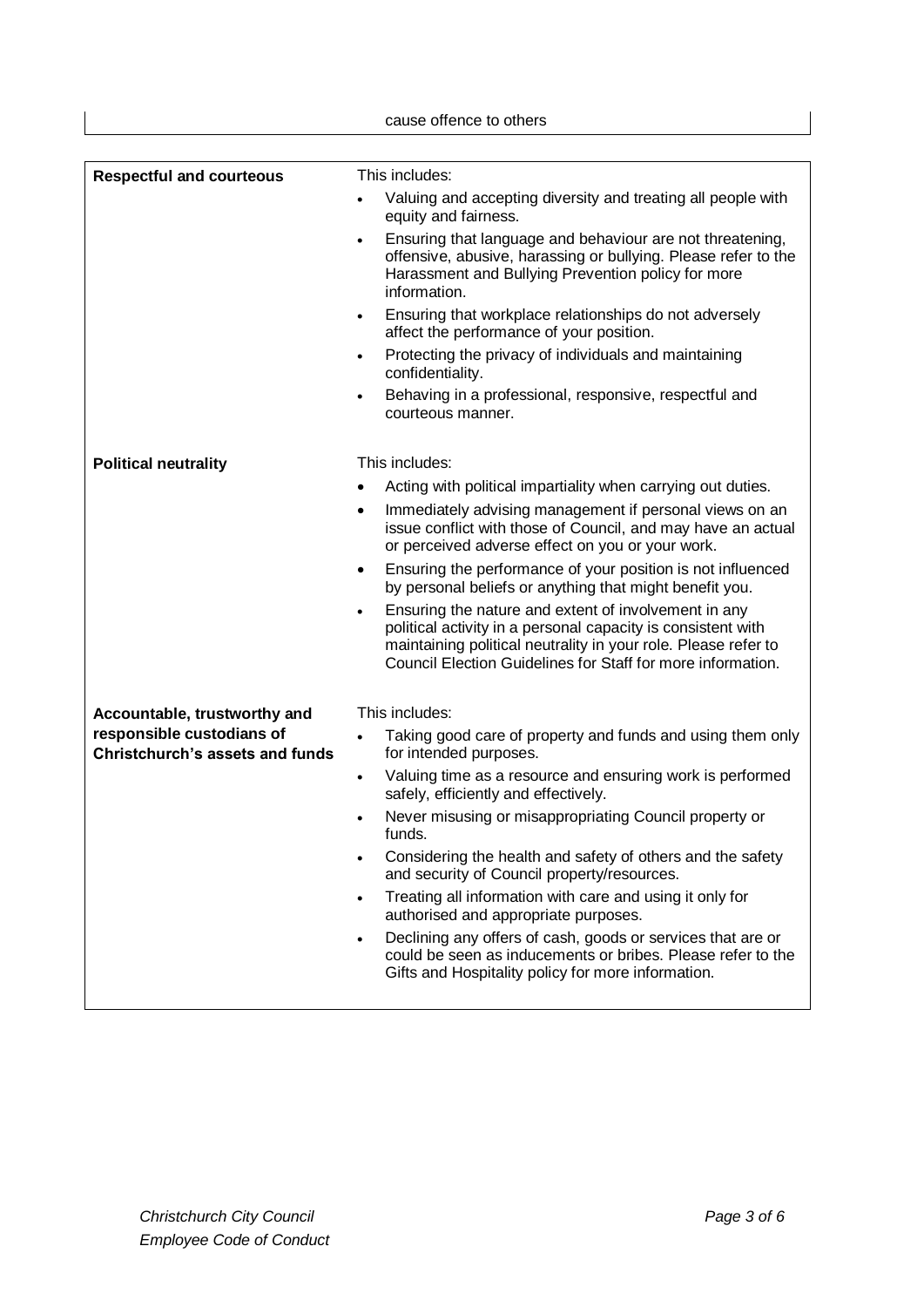| | cause offence to others |
|---|---|

| | |
|---|---|
| **Respectful and courteous** | This includes:<br>• Valuing and accepting diversity and treating all people with equity and fairness.<br>• Ensuring that language and behaviour are not threatening, offensive, abusive, harassing or bullying. Please refer to the Harassment and Bullying Prevention policy for more information.<br>• Ensuring that workplace relationships do not adversely affect the performance of your position.<br>• Protecting the privacy of individuals and maintaining confidentiality.<br>• Behaving in a professional, responsive, respectful and courteous manner. |
| **Political neutrality** | This includes:<br>• Acting with political impartiality when carrying out duties.<br>• Immediately advising management if personal views on an issue conflict with those of Council, and may have an actual or perceived adverse effect on you or your work.<br>• Ensuring the performance of your position is not influenced by personal beliefs or anything that might benefit you.<br>• Ensuring the nature and extent of involvement in any political activity in a personal capacity is consistent with maintaining political neutrality in your role. Please refer to Council Election Guidelines for Staff for more information. |
| **Accountable, trustworthy and responsible custodians of Christchurch's assets and funds** | This includes:<br>• Taking good care of property and funds and using them only for intended purposes.<br>• Valuing time as a resource and ensuring work is performed safely, efficiently and effectively.<br>• Never misusing or misappropriating Council property or funds.<br>• Considering the health and safety of others and the safety and security of Council property/resources.<br>• Treating all information with care and using it only for authorised and appropriate purposes.<br>• Declining any offers of cash, goods or services that are or could be seen as inducements or bribes. Please refer to the Gifts and Hospitality policy for more information. |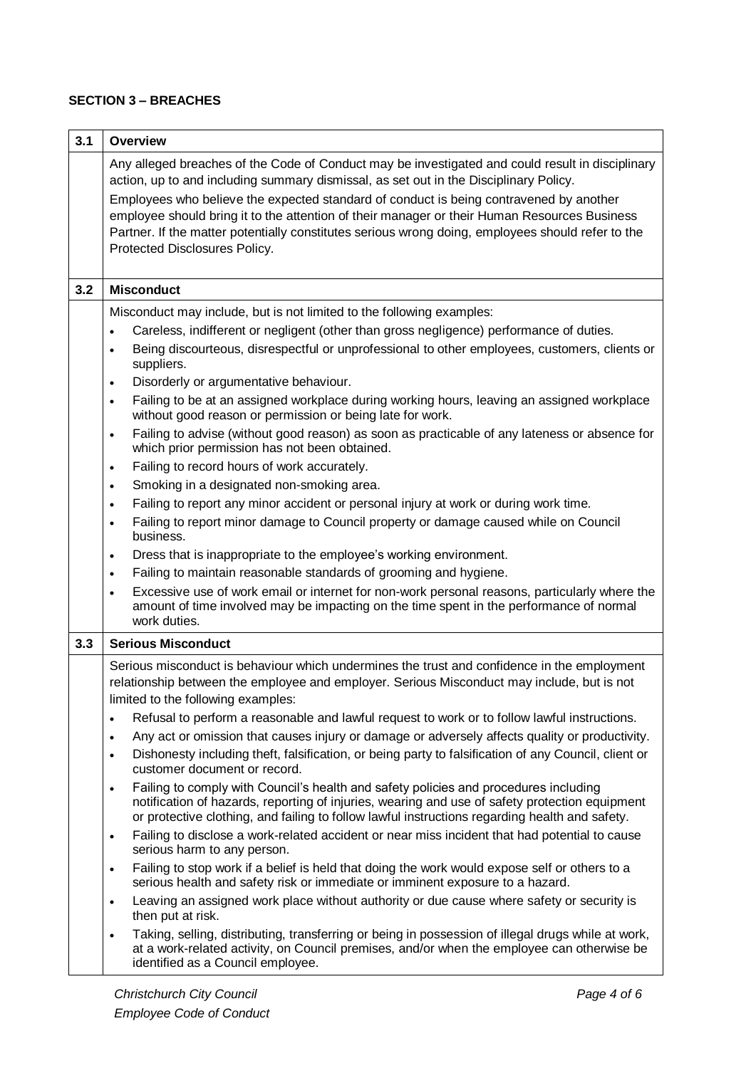**SECTION 3 – BREACHES**

| | |
|---|---|
| **3.1** | **Overview** |
| | Any alleged breaches of the Code of Conduct may be investigated and could result in disciplinary action, up to and including summary dismissal, as set out in the Disciplinary Policy.<br><br>Employees who believe the expected standard of conduct is being contravened by another employee should bring it to the attention of their manager or their Human Resources Business Partner. If the matter potentially constitutes serious wrong doing, employees should refer to the Protected Disclosures Policy. |
| **3.2** | **Misconduct** |
| | Misconduct may include, but is not limited to the following examples:<br>• Careless, indifferent or negligent (other than gross negligence) performance of duties.<br>• Being discourteous, disrespectful or unprofessional to other employees, customers, clients or suppliers.<br>• Disorderly or argumentative behaviour.<br>• Failing to be at an assigned workplace during working hours, leaving an assigned workplace without good reason or permission or being late for work.<br>• Failing to advise (without good reason) as soon as practicable of any lateness or absence for which prior permission has not been obtained.<br>• Failing to record hours of work accurately.<br>• Smoking in a designated non-smoking area.<br>• Failing to report any minor accident or personal injury at work or during work time.<br>• Failing to report minor damage to Council property or damage caused while on Council business.<br>• Dress that is inappropriate to the employee's working environment.<br>• Failing to maintain reasonable standards of grooming and hygiene.<br>• Excessive use of work email or internet for non-work personal reasons, particularly where the amount of time involved may be impacting on the time spent in the performance of normal work duties. |
| **3.3** | **Serious Misconduct** |
| | Serious misconduct is behaviour which undermines the trust and confidence in the employment relationship between the employee and employer. Serious Misconduct may include, but is not limited to the following examples:<br>• Refusal to perform a reasonable and lawful request to work or to follow lawful instructions.<br>• Any act or omission that causes injury or damage or adversely affects quality or productivity.<br>• Dishonesty including theft, falsification, or being party to falsification of any Council, client or customer document or record.<br>• Failing to comply with Council's health and safety policies and procedures including notification of hazards, reporting of injuries, wearing and use of safety protection equipment or protective clothing, and failing to follow lawful instructions regarding health and safety.<br>• Failing to disclose a work-related accident or near miss incident that had potential to cause serious harm to any person.<br>• Failing to stop work if a belief is held that doing the work would expose self or others to a serious health and safety risk or immediate or imminent exposure to a hazard.<br>• Leaving an assigned work place without authority or due cause where safety or security is then put at risk.<br>• Taking, selling, distributing, transferring or being in possession of illegal drugs while at work, at a work-related activity, on Council premises, and/or when the employee can otherwise be identified as a Council employee. |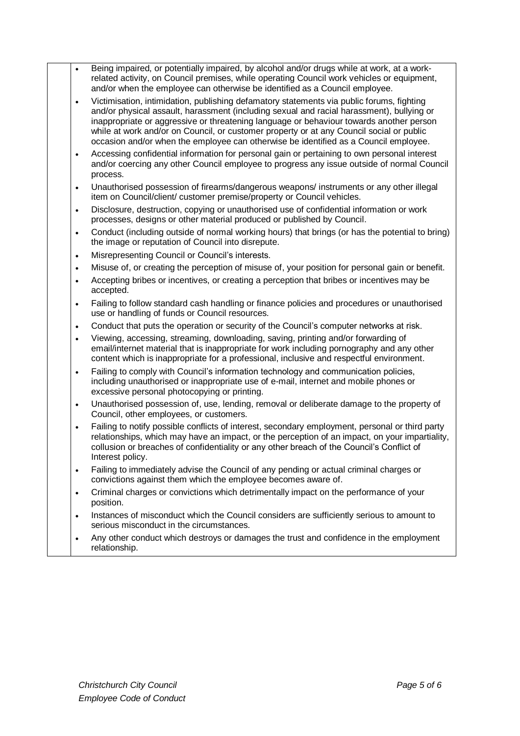- Being impaired, or potentially impaired, by alcohol and/or drugs while at work, at a work-related activity, on Council premises, while operating Council work vehicles or equipment, and/or when the employee can otherwise be identified as a Council employee.
- Victimisation, intimidation, publishing defamatory statements via public forums, fighting and/or physical assault, harassment (including sexual and racial harassment), bullying or inappropriate or aggressive or threatening language or behaviour towards another person while at work and/or on Council, or customer property or at any Council social or public occasion and/or when the employee can otherwise be identified as a Council employee.
- Accessing confidential information for personal gain or pertaining to own personal interest and/or coercing any other Council employee to progress any issue outside of normal Council process.
- Unauthorised possession of firearms/dangerous weapons/ instruments or any other illegal item on Council/client/ customer premise/property or Council vehicles.
- Disclosure, destruction, copying or unauthorised use of confidential information or work processes, designs or other material produced or published by Council.
- Conduct (including outside of normal working hours) that brings (or has the potential to bring) the image or reputation of Council into disrepute.
- Misrepresenting Council or Council's interests.
- Misuse of, or creating the perception of misuse of, your position for personal gain or benefit.
- Accepting bribes or incentives, or creating a perception that bribes or incentives may be accepted.
- Failing to follow standard cash handling or finance policies and procedures or unauthorised use or handling of funds or Council resources.
- Conduct that puts the operation or security of the Council's computer networks at risk.
- Viewing, accessing, streaming, downloading, saving, printing and/or forwarding of email/internet material that is inappropriate for work including pornography and any other content which is inappropriate for a professional, inclusive and respectful environment.
- Failing to comply with Council's information technology and communication policies, including unauthorised or inappropriate use of e-mail, internet and mobile phones or excessive personal photocopying or printing.
- Unauthorised possession of, use, lending, removal or deliberate damage to the property of Council, other employees, or customers.
- Failing to notify possible conflicts of interest, secondary employment, personal or third party relationships, which may have an impact, or the perception of an impact, on your impartiality, collusion or breaches of confidentiality or any other breach of the Council's Conflict of Interest policy.
- Failing to immediately advise the Council of any pending or actual criminal charges or convictions against them which the employee becomes aware of.
- Criminal charges or convictions which detrimentally impact on the performance of your position.
- Instances of misconduct which the Council considers are sufficiently serious to amount to serious misconduct in the circumstances.
- Any other conduct which destroys or damages the trust and confidence in the employment relationship.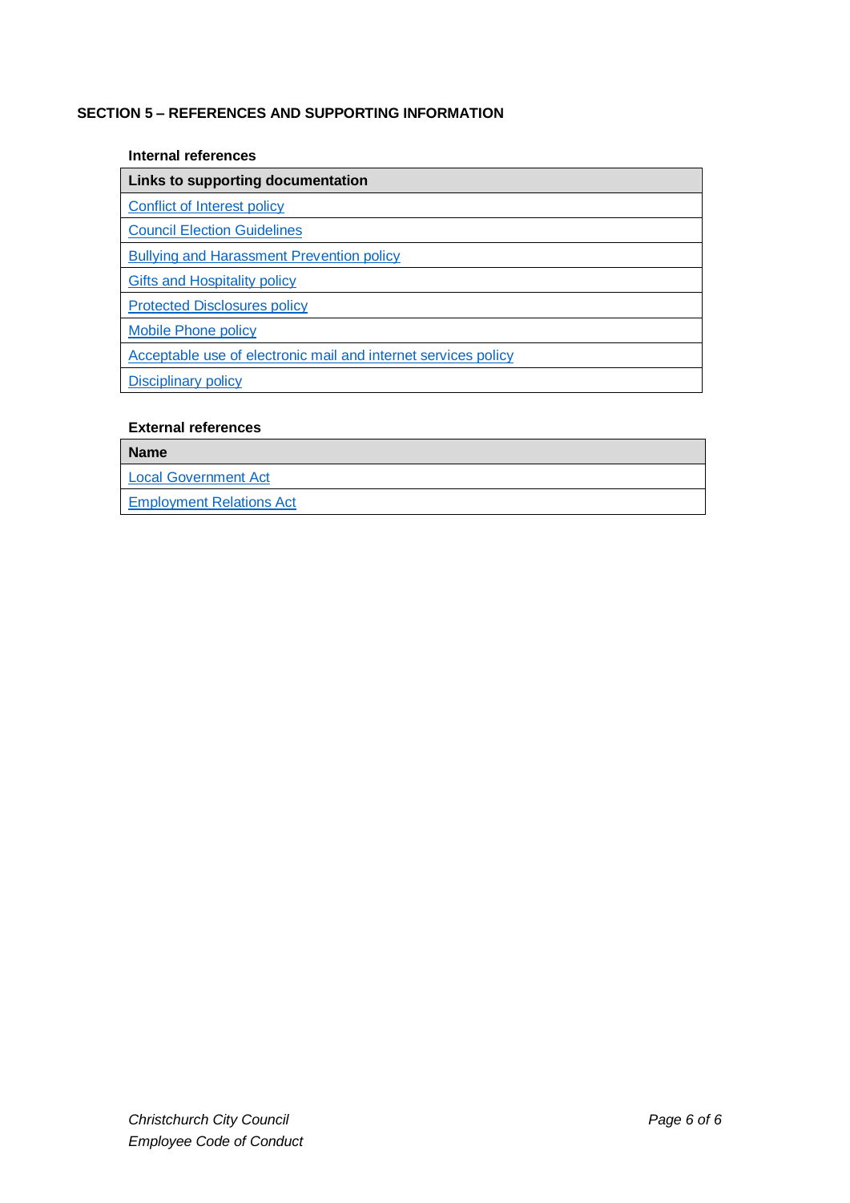## SECTION 5 – REFERENCES AND SUPPORTING INFORMATION

**Internal references**

| Links to supporting documentation |
| --- |
| Conflict of Interest policy |
| Council Election Guidelines |
| Bullying and Harassment Prevention policy |
| Gifts and Hospitality policy |
| Protected Disclosures policy |
| Mobile Phone policy |
| Acceptable use of electronic mail and internet services policy |
| Disciplinary policy |

**External references**

| Name |
| --- |
| Local Government Act |
| Employment Relations Act |